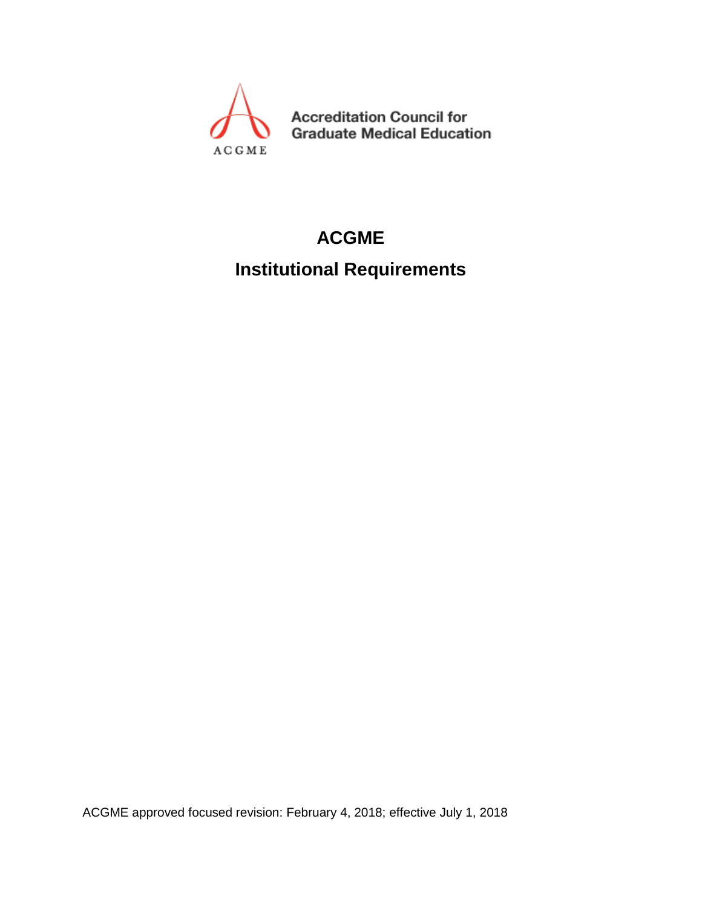Accreditation Council for Graduate Medical Education

ACGME

# ACGME

# Institutional Requirements

ACGME approved focused revision: February 4, 2018; effective July 1, 2018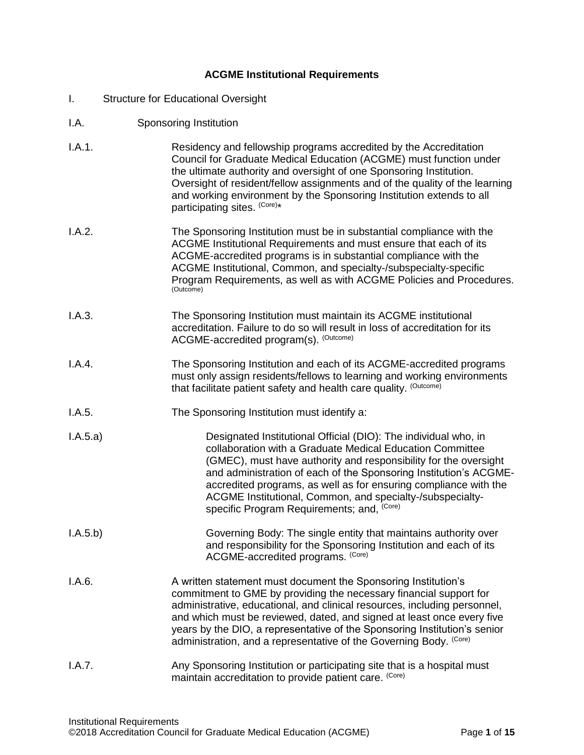# ACGME Institutional Requirements

I. Structure for Educational Oversight

I.A. Sponsoring Institution

I.A.1. Residency and fellowship programs accredited by the Accreditation Council for Graduate Medical Education (ACGME) must function under the ultimate authority and oversight of one Sponsoring Institution. Oversight of resident/fellow assignments and of the quality of the learning and working environment by the Sponsoring Institution extends to all participating sites. (Core)*

I.A.2. The Sponsoring Institution must be in substantial compliance with the ACGME Institutional Requirements and must ensure that each of its ACGME-accredited programs is in substantial compliance with the ACGME Institutional, Common, and specialty-/subspecialty-specific Program Requirements, as well as with ACGME Policies and Procedures. (Outcome)

I.A.3. The Sponsoring Institution must maintain its ACGME institutional accreditation. Failure to do so will result in loss of accreditation for its ACGME-accredited program(s). (Outcome)

I.A.4. The Sponsoring Institution and each of its ACGME-accredited programs must only assign residents/fellows to learning and working environments that facilitate patient safety and health care quality. (Outcome)

I.A.5. The Sponsoring Institution must identify a:

I.A.5.a) Designated Institutional Official (DIO): The individual who, in collaboration with a Graduate Medical Education Committee (GMEC), must have authority and responsibility for the oversight and administration of each of the Sponsoring Institution's ACGME-accredited programs, as well as for ensuring compliance with the ACGME Institutional, Common, and specialty-/subspecialty-specific Program Requirements; and, (Core)

I.A.5.b) Governing Body: The single entity that maintains authority over and responsibility for the Sponsoring Institution and each of its ACGME-accredited programs. (Core)

I.A.6. A written statement must document the Sponsoring Institution's commitment to GME by providing the necessary financial support for administrative, educational, and clinical resources, including personnel, and which must be reviewed, dated, and signed at least once every five years by the DIO, a representative of the Sponsoring Institution's senior administration, and a representative of the Governing Body. (Core)

I.A.7. Any Sponsoring Institution or participating site that is a hospital must maintain accreditation to provide patient care. (Core)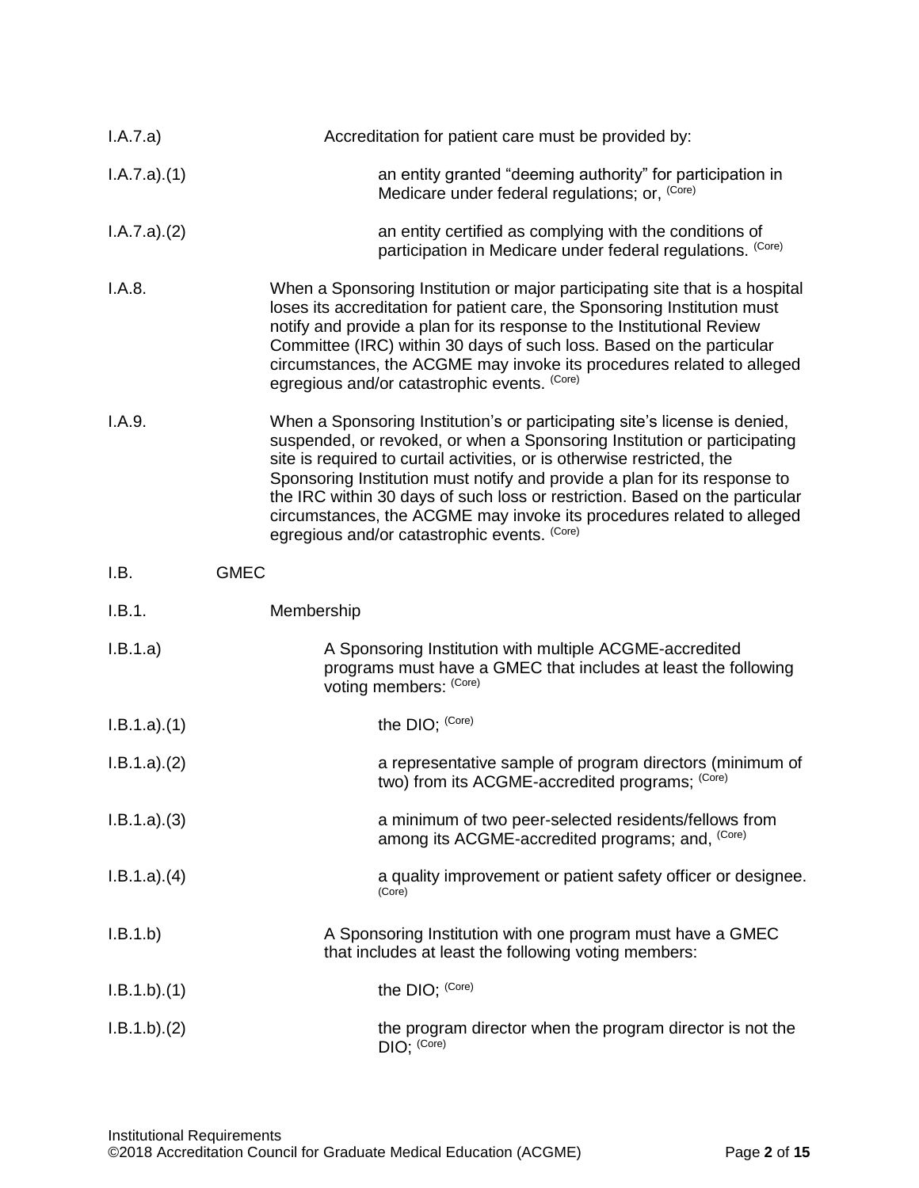I.A.7.a) Accreditation for patient care must be provided by:

I.A.7.a).(1) an entity granted "deeming authority" for participation in Medicare under federal regulations; or, (Core)

I.A.7.a).(2) an entity certified as complying with the conditions of participation in Medicare under federal regulations. (Core)

I.A.8. When a Sponsoring Institution or major participating site that is a hospital loses its accreditation for patient care, the Sponsoring Institution must notify and provide a plan for its response to the Institutional Review Committee (IRC) within 30 days of such loss. Based on the particular circumstances, the ACGME may invoke its procedures related to alleged egregious and/or catastrophic events. (Core)

I.A.9. When a Sponsoring Institution's or participating site's license is denied, suspended, or revoked, or when a Sponsoring Institution or participating site is required to curtail activities, or is otherwise restricted, the Sponsoring Institution must notify and provide a plan for its response to the IRC within 30 days of such loss or restriction. Based on the particular circumstances, the ACGME may invoke its procedures related to alleged egregious and/or catastrophic events. (Core)

## I.B. GMEC

### I.B.1. Membership

I.B.1.a) A Sponsoring Institution with multiple ACGME-accredited programs must have a GMEC that includes at least the following voting members: (Core)

I.B.1.a).(1) the DIO; (Core)

I.B.1.a).(2) a representative sample of program directors (minimum of two) from its ACGME-accredited programs; (Core)

I.B.1.a).(3) a minimum of two peer-selected residents/fellows from among its ACGME-accredited programs; and, (Core)

I.B.1.a).(4) a quality improvement or patient safety officer or designee. (Core)

I.B.1.b) A Sponsoring Institution with one program must have a GMEC that includes at least the following voting members:

I.B.1.b).(1) the DIO; (Core)

I.B.1.b).(2) the program director when the program director is not the DIO; (Core)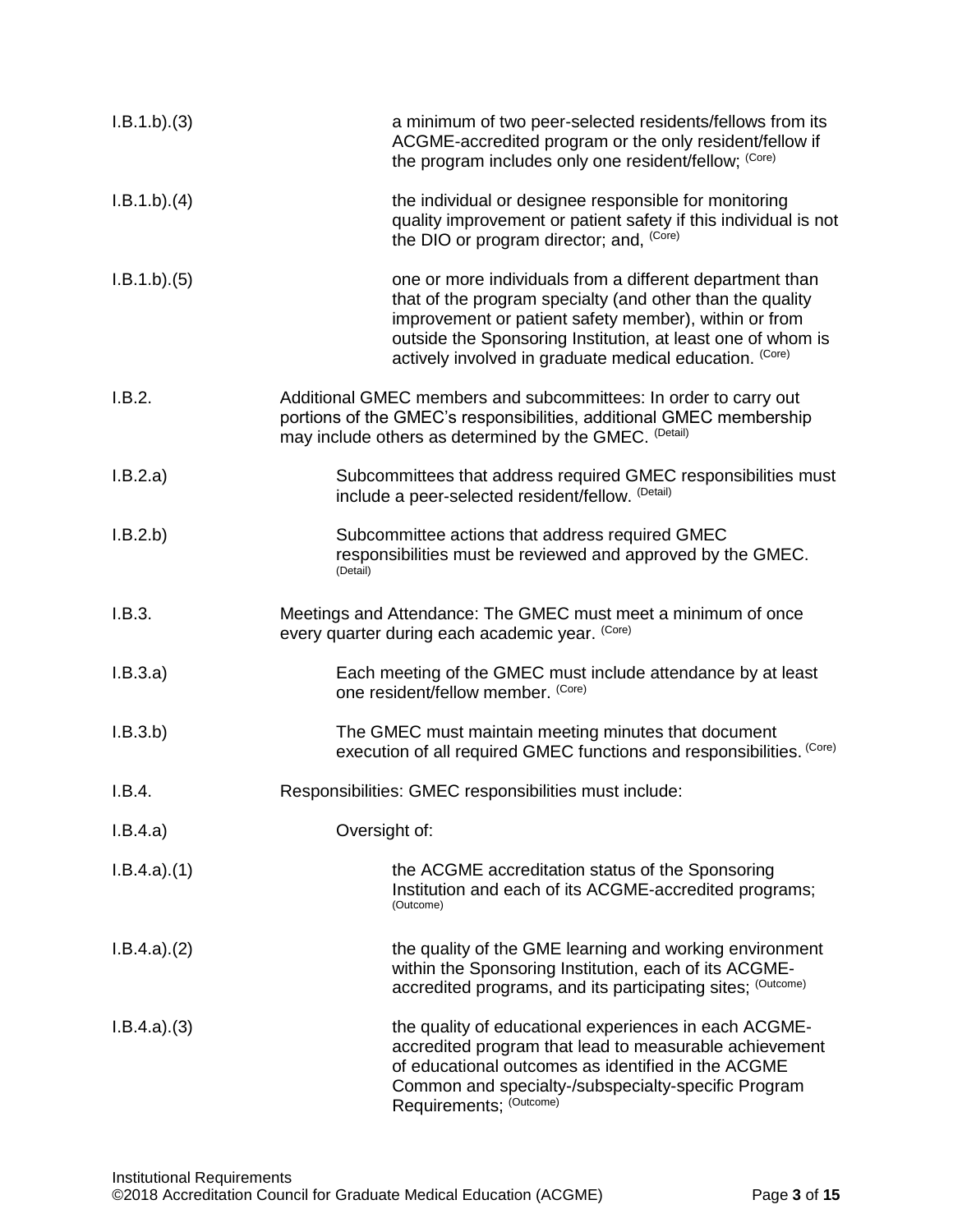I.B.1.b).(3) a minimum of two peer-selected residents/fellows from its ACGME-accredited program or the only resident/fellow if the program includes only one resident/fellow; (Core)

I.B.1.b).(4) the individual or designee responsible for monitoring quality improvement or patient safety if this individual is not the DIO or program director; and, (Core)

I.B.1.b).(5) one or more individuals from a different department than that of the program specialty (and other than the quality improvement or patient safety member), within or from outside the Sponsoring Institution, at least one of whom is actively involved in graduate medical education. (Core)

I.B.2. Additional GMEC members and subcommittees: In order to carry out portions of the GMEC's responsibilities, additional GMEC membership may include others as determined by the GMEC. (Detail)

I.B.2.a) Subcommittees that address required GMEC responsibilities must include a peer-selected resident/fellow. (Detail)

I.B.2.b) Subcommittee actions that address required GMEC responsibilities must be reviewed and approved by the GMEC. (Detail)

I.B.3. Meetings and Attendance: The GMEC must meet a minimum of once every quarter during each academic year. (Core)

I.B.3.a) Each meeting of the GMEC must include attendance by at least one resident/fellow member. (Core)

I.B.3.b) The GMEC must maintain meeting minutes that document execution of all required GMEC functions and responsibilities. (Core)

I.B.4. Responsibilities: GMEC responsibilities must include:

I.B.4.a) Oversight of:

I.B.4.a).(1) the ACGME accreditation status of the Sponsoring Institution and each of its ACGME-accredited programs; (Outcome)

I.B.4.a).(2) the quality of the GME learning and working environment within the Sponsoring Institution, each of its ACGME-accredited programs, and its participating sites; (Outcome)

I.B.4.a).(3) the quality of educational experiences in each ACGME-accredited program that lead to measurable achievement of educational outcomes as identified in the ACGME Common and specialty-/subspecialty-specific Program Requirements; (Outcome)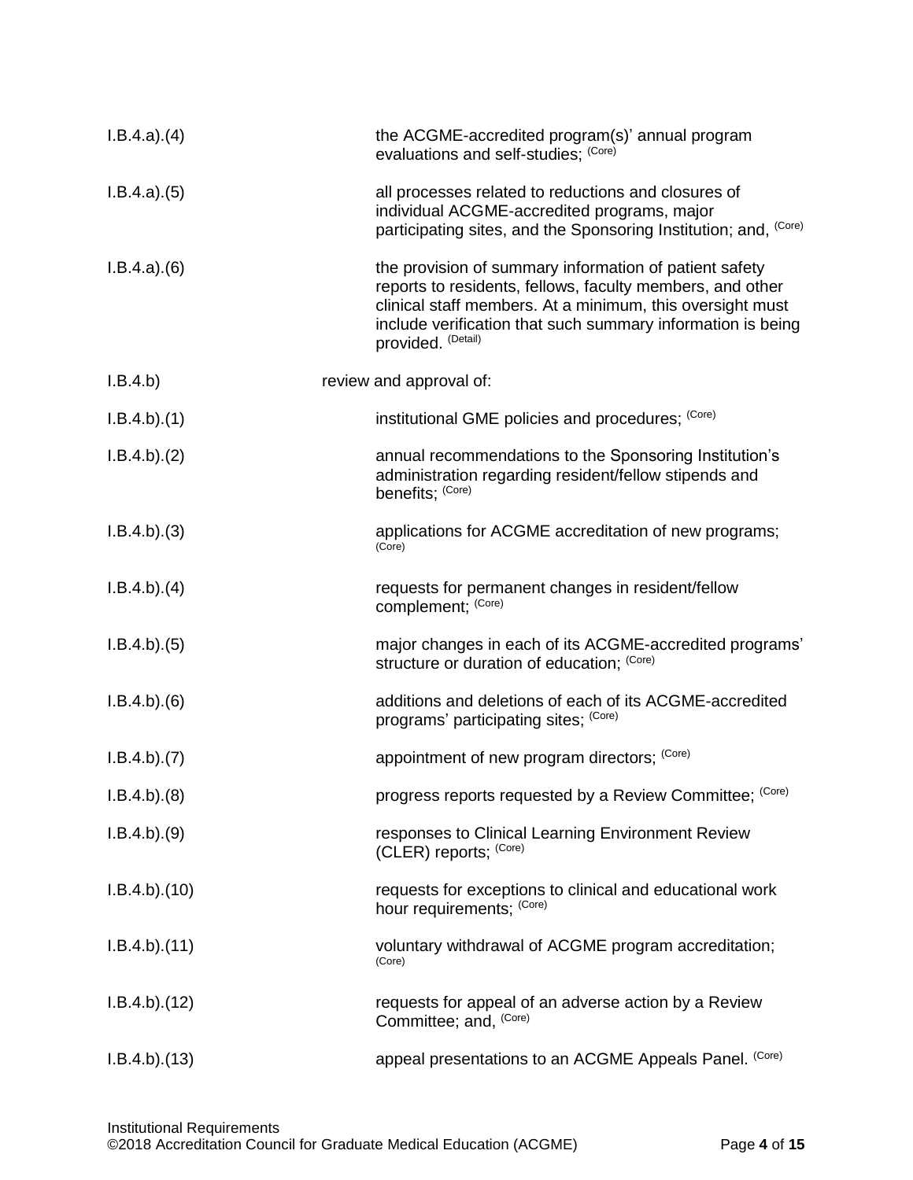I.B.4.a).(4) the ACGME-accredited program(s)' annual program evaluations and self-studies; (Core)

I.B.4.a).(5) all processes related to reductions and closures of individual ACGME-accredited programs, major participating sites, and the Sponsoring Institution; and, (Core)

I.B.4.a).(6) the provision of summary information of patient safety reports to residents, fellows, faculty members, and other clinical staff members. At a minimum, this oversight must include verification that such summary information is being provided. (Detail)

I.B.4.b) review and approval of:

I.B.4.b).(1) institutional GME policies and procedures; (Core)

I.B.4.b).(2) annual recommendations to the Sponsoring Institution's administration regarding resident/fellow stipends and benefits; (Core)

I.B.4.b).(3) applications for ACGME accreditation of new programs; (Core)

I.B.4.b).(4) requests for permanent changes in resident/fellow complement; (Core)

I.B.4.b).(5) major changes in each of its ACGME-accredited programs' structure or duration of education; (Core)

I.B.4.b).(6) additions and deletions of each of its ACGME-accredited programs' participating sites; (Core)

I.B.4.b).(7) appointment of new program directors; (Core)

I.B.4.b).(8) progress reports requested by a Review Committee; (Core)

I.B.4.b).(9) responses to Clinical Learning Environment Review (CLER) reports; (Core)

I.B.4.b).(10) requests for exceptions to clinical and educational work hour requirements; (Core)

I.B.4.b).(11) voluntary withdrawal of ACGME program accreditation; (Core)

I.B.4.b).(12) requests for appeal of an adverse action by a Review Committee; and, (Core)

I.B.4.b).(13) appeal presentations to an ACGME Appeals Panel. (Core)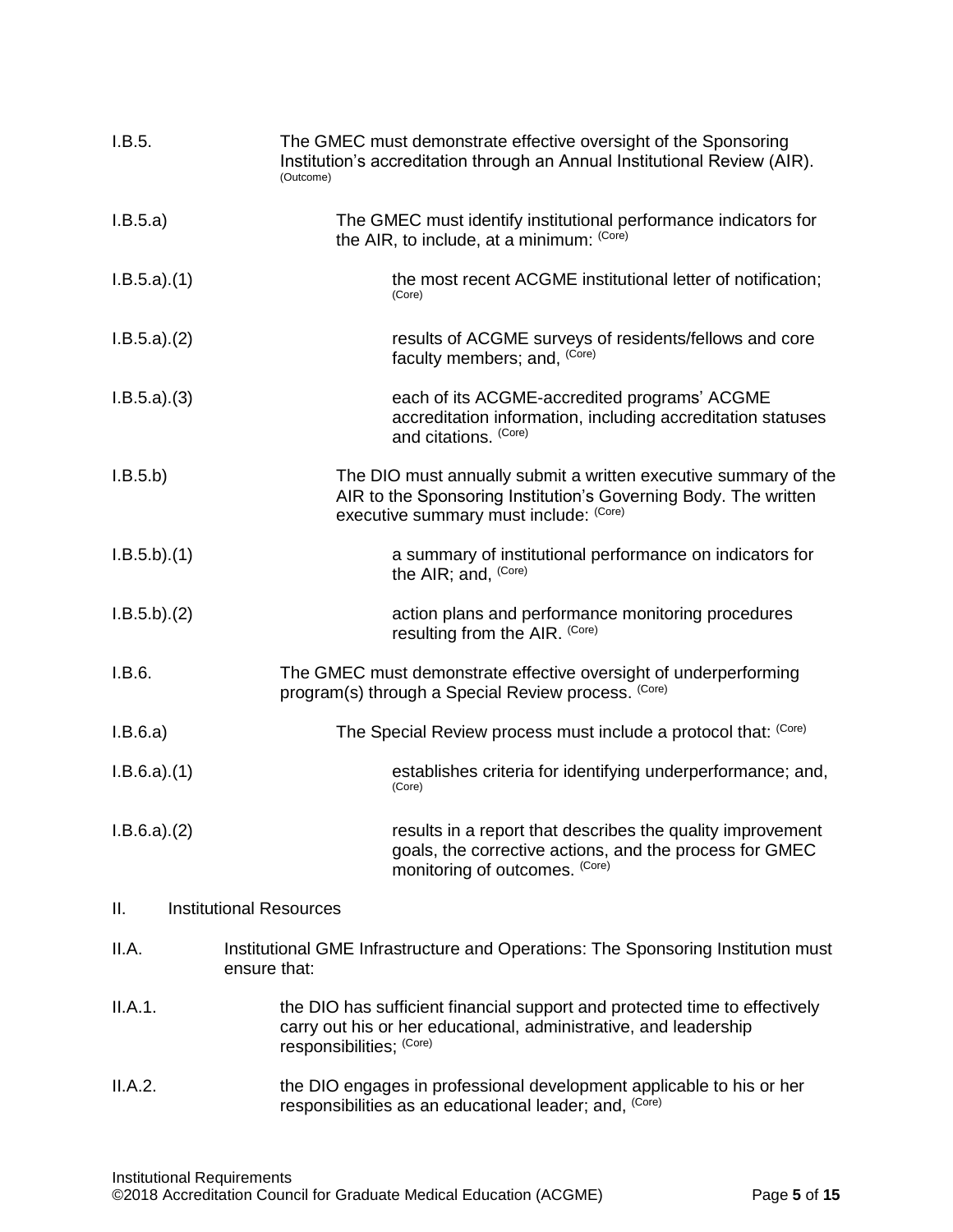I.B.5. The GMEC must demonstrate effective oversight of the Sponsoring Institution's accreditation through an Annual Institutional Review (AIR). (Outcome)

I.B.5.a) The GMEC must identify institutional performance indicators for the AIR, to include, at a minimum: (Core)

I.B.5.a).(1) the most recent ACGME institutional letter of notification; (Core)

I.B.5.a).(2) results of ACGME surveys of residents/fellows and core faculty members; and, (Core)

I.B.5.a).(3) each of its ACGME-accredited programs' ACGME accreditation information, including accreditation statuses and citations. (Core)

I.B.5.b) The DIO must annually submit a written executive summary of the AIR to the Sponsoring Institution's Governing Body. The written executive summary must include: (Core)

I.B.5.b).(1) a summary of institutional performance on indicators for the AIR; and, (Core)

I.B.5.b).(2) action plans and performance monitoring procedures resulting from the AIR. (Core)

I.B.6. The GMEC must demonstrate effective oversight of underperforming program(s) through a Special Review process. (Core)

I.B.6.a) The Special Review process must include a protocol that: (Core)

I.B.6.a).(1) establishes criteria for identifying underperformance; and, (Core)

I.B.6.a).(2) results in a report that describes the quality improvement goals, the corrective actions, and the process for GMEC monitoring of outcomes. (Core)

## II. Institutional Resources

II.A. Institutional GME Infrastructure and Operations: The Sponsoring Institution must ensure that:

II.A.1. the DIO has sufficient financial support and protected time to effectively carry out his or her educational, administrative, and leadership responsibilities; (Core)

II.A.2. the DIO engages in professional development applicable to his or her responsibilities as an educational leader; and, (Core)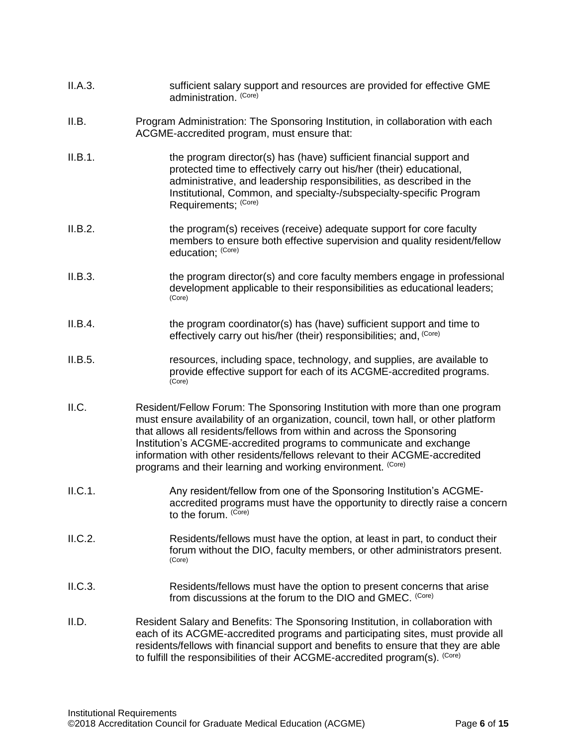II.A.3. sufficient salary support and resources are provided for effective GME administration. (Core)

II.B. Program Administration: The Sponsoring Institution, in collaboration with each ACGME-accredited program, must ensure that:

II.B.1. the program director(s) has (have) sufficient financial support and protected time to effectively carry out his/her (their) educational, administrative, and leadership responsibilities, as described in the Institutional, Common, and specialty-/subspecialty-specific Program Requirements; (Core)

II.B.2. the program(s) receives (receive) adequate support for core faculty members to ensure both effective supervision and quality resident/fellow education; (Core)

II.B.3. the program director(s) and core faculty members engage in professional development applicable to their responsibilities as educational leaders; (Core)

II.B.4. the program coordinator(s) has (have) sufficient support and time to effectively carry out his/her (their) responsibilities; and, (Core)

II.B.5. resources, including space, technology, and supplies, are available to provide effective support for each of its ACGME-accredited programs. (Core)

II.C. Resident/Fellow Forum: The Sponsoring Institution with more than one program must ensure availability of an organization, council, town hall, or other platform that allows all residents/fellows from within and across the Sponsoring Institution's ACGME-accredited programs to communicate and exchange information with other residents/fellows relevant to their ACGME-accredited programs and their learning and working environment. (Core)

II.C.1. Any resident/fellow from one of the Sponsoring Institution's ACGME-accredited programs must have the opportunity to directly raise a concern to the forum. (Core)

II.C.2. Residents/fellows must have the option, at least in part, to conduct their forum without the DIO, faculty members, or other administrators present. (Core)

II.C.3. Residents/fellows must have the option to present concerns that arise from discussions at the forum to the DIO and GMEC. (Core)

II.D. Resident Salary and Benefits: The Sponsoring Institution, in collaboration with each of its ACGME-accredited programs and participating sites, must provide all residents/fellows with financial support and benefits to ensure that they are able to fulfill the responsibilities of their ACGME-accredited program(s). (Core)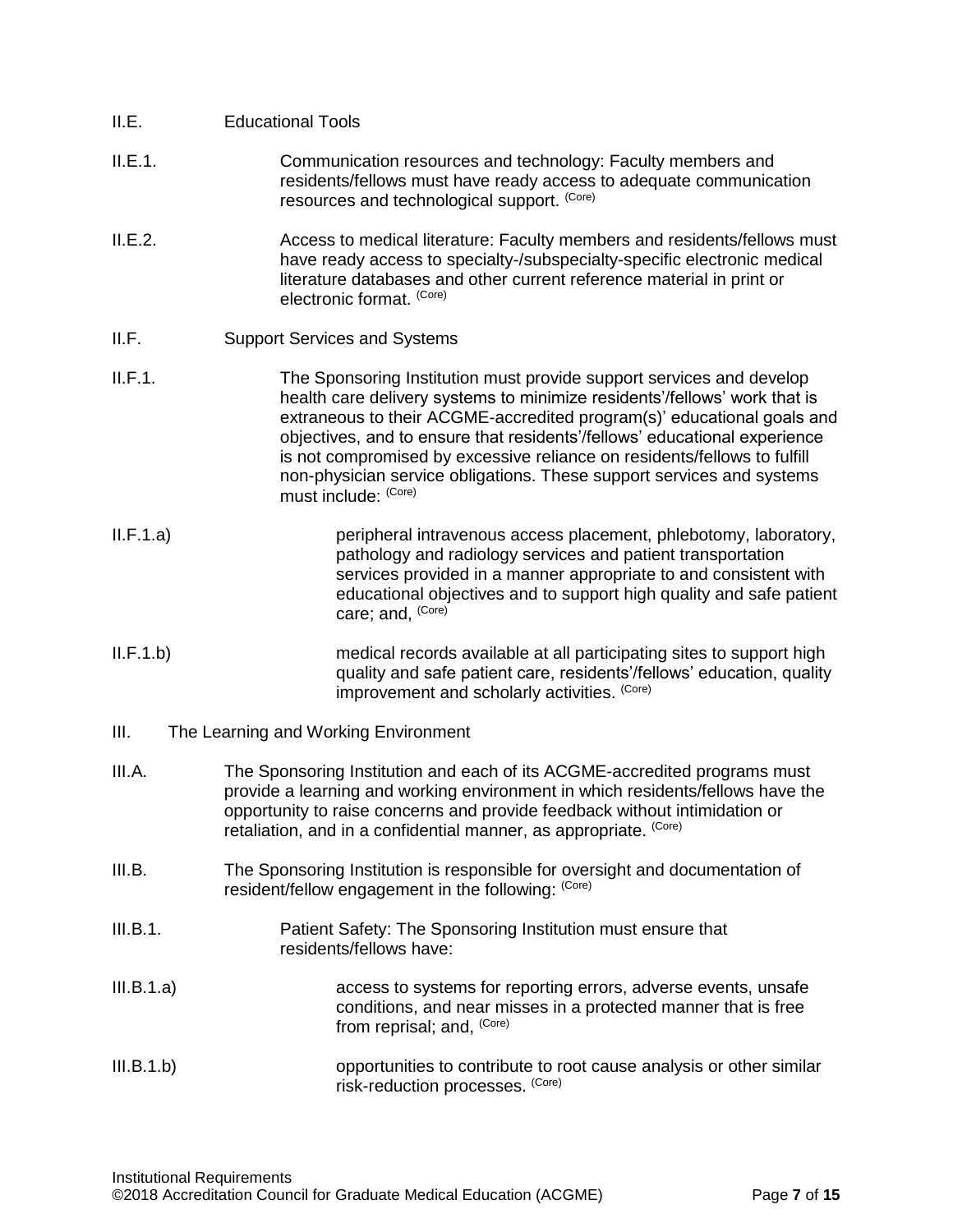II.E. Educational Tools

II.E.1. Communication resources and technology: Faculty members and residents/fellows must have ready access to adequate communication resources and technological support. (Core)

II.E.2. Access to medical literature: Faculty members and residents/fellows must have ready access to specialty-/subspecialty-specific electronic medical literature databases and other current reference material in print or electronic format. (Core)

II.F. Support Services and Systems

II.F.1. The Sponsoring Institution must provide support services and develop health care delivery systems to minimize residents'/fellows' work that is extraneous to their ACGME-accredited program(s)' educational goals and objectives, and to ensure that residents'/fellows' educational experience is not compromised by excessive reliance on residents/fellows to fulfill non-physician service obligations. These support services and systems must include: (Core)

II.F.1.a) peripheral intravenous access placement, phlebotomy, laboratory, pathology and radiology services and patient transportation services provided in a manner appropriate to and consistent with educational objectives and to support high quality and safe patient care; and, (Core)

II.F.1.b) medical records available at all participating sites to support high quality and safe patient care, residents'/fellows' education, quality improvement and scholarly activities. (Core)

III. The Learning and Working Environment

III.A. The Sponsoring Institution and each of its ACGME-accredited programs must provide a learning and working environment in which residents/fellows have the opportunity to raise concerns and provide feedback without intimidation or retaliation, and in a confidential manner, as appropriate. (Core)

III.B. The Sponsoring Institution is responsible for oversight and documentation of resident/fellow engagement in the following: (Core)

III.B.1. Patient Safety: The Sponsoring Institution must ensure that residents/fellows have:

III.B.1.a) access to systems for reporting errors, adverse events, unsafe conditions, and near misses in a protected manner that is free from reprisal; and, (Core)

III.B.1.b) opportunities to contribute to root cause analysis or other similar risk-reduction processes. (Core)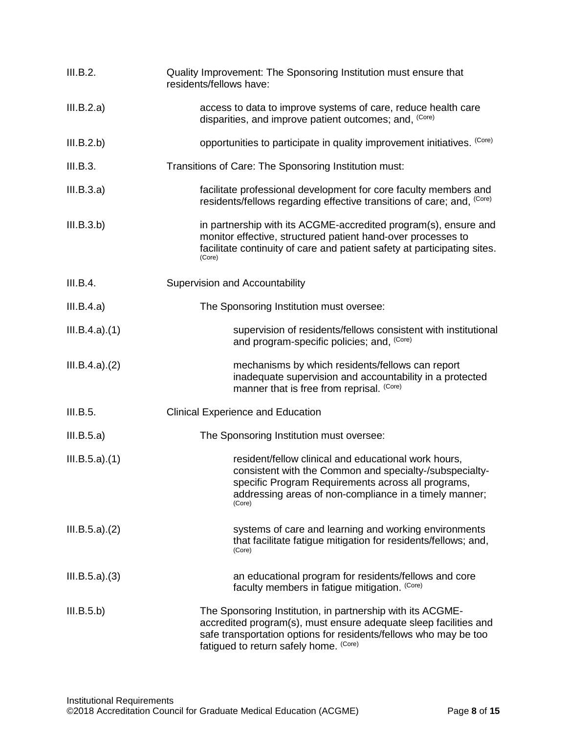III.B.2. Quality Improvement: The Sponsoring Institution must ensure that residents/fellows have:

III.B.2.a) access to data to improve systems of care, reduce health care disparities, and improve patient outcomes; and, (Core)

III.B.2.b) opportunities to participate in quality improvement initiatives. (Core)

III.B.3. Transitions of Care: The Sponsoring Institution must:

III.B.3.a) facilitate professional development for core faculty members and residents/fellows regarding effective transitions of care; and, (Core)

III.B.3.b) in partnership with its ACGME-accredited program(s), ensure and monitor effective, structured patient hand-over processes to facilitate continuity of care and patient safety at participating sites. (Core)

III.B.4. Supervision and Accountability

III.B.4.a) The Sponsoring Institution must oversee:

III.B.4.a).(1) supervision of residents/fellows consistent with institutional and program-specific policies; and, (Core)

III.B.4.a).(2) mechanisms by which residents/fellows can report inadequate supervision and accountability in a protected manner that is free from reprisal. (Core)

III.B.5. Clinical Experience and Education

III.B.5.a) The Sponsoring Institution must oversee:

III.B.5.a).(1) resident/fellow clinical and educational work hours, consistent with the Common and specialty-/subspecialty-specific Program Requirements across all programs, addressing areas of non-compliance in a timely manner; (Core)

III.B.5.a).(2) systems of care and learning and working environments that facilitate fatigue mitigation for residents/fellows; and, (Core)

III.B.5.a).(3) an educational program for residents/fellows and core faculty members in fatigue mitigation. (Core)

III.B.5.b) The Sponsoring Institution, in partnership with its ACGME-accredited program(s), must ensure adequate sleep facilities and safe transportation options for residents/fellows who may be too fatigued to return safely home. (Core)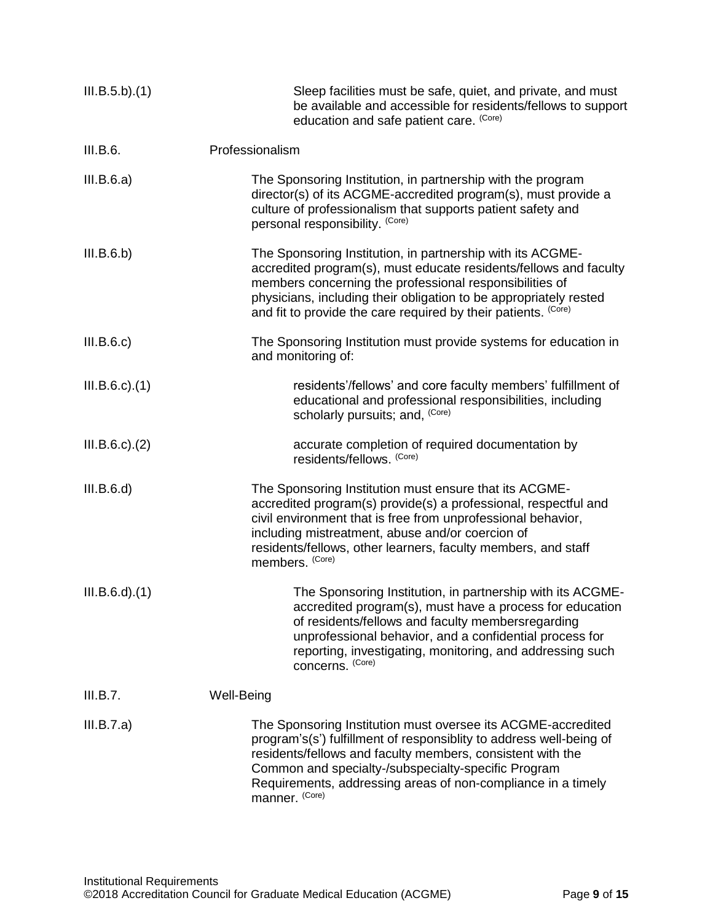III.B.5.b).(1) Sleep facilities must be safe, quiet, and private, and must be available and accessible for residents/fellows to support education and safe patient care. (Core)

III.B.6. Professionalism

III.B.6.a) The Sponsoring Institution, in partnership with the program director(s) of its ACGME-accredited program(s), must provide a culture of professionalism that supports patient safety and personal responsibility. (Core)

III.B.6.b) The Sponsoring Institution, in partnership with its ACGME-accredited program(s), must educate residents/fellows and faculty members concerning the professional responsibilities of physicians, including their obligation to be appropriately rested and fit to provide the care required by their patients. (Core)

III.B.6.c) The Sponsoring Institution must provide systems for education in and monitoring of:

III.B.6.c).(1) residents'/fellows' and core faculty members' fulfillment of educational and professional responsibilities, including scholarly pursuits; and, (Core)

III.B.6.c).(2) accurate completion of required documentation by residents/fellows. (Core)

III.B.6.d) The Sponsoring Institution must ensure that its ACGME-accredited program(s) provide(s) a professional, respectful and civil environment that is free from unprofessional behavior, including mistreatment, abuse and/or coercion of residents/fellows, other learners, faculty members, and staff members. (Core)

III.B.6.d).(1) The Sponsoring Institution, in partnership with its ACGME-accredited program(s), must have a process for education of residents/fellows and faculty membersregarding unprofessional behavior, and a confidential process for reporting, investigating, monitoring, and addressing such concerns. (Core)

III.B.7. Well-Being

III.B.7.a) The Sponsoring Institution must oversee its ACGME-accredited program's(s') fulfillment of responsiblity to address well-being of residents/fellows and faculty members, consistent with the Common and specialty-/subspecialty-specific Program Requirements, addressing areas of non-compliance in a timely manner. (Core)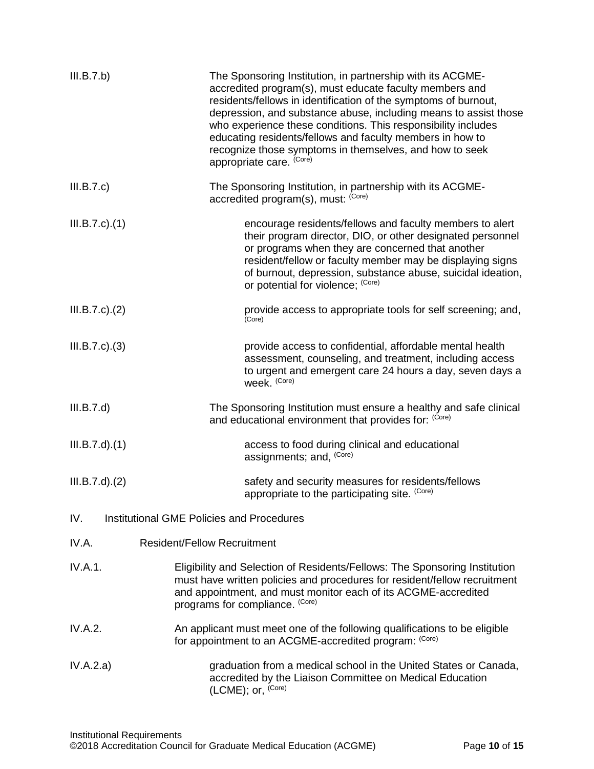III.B.7.b) The Sponsoring Institution, in partnership with its ACGME-accredited program(s), must educate faculty members and residents/fellows in identification of the symptoms of burnout, depression, and substance abuse, including means to assist those who experience these conditions. This responsibility includes educating residents/fellows and faculty members in how to recognize those symptoms in themselves, and how to seek appropriate care. (Core)

III.B.7.c) The Sponsoring Institution, in partnership with its ACGME-accredited program(s), must: (Core)

III.B.7.c).(1) encourage residents/fellows and faculty members to alert their program director, DIO, or other designated personnel or programs when they are concerned that another resident/fellow or faculty member may be displaying signs of burnout, depression, substance abuse, suicidal ideation, or potential for violence; (Core)

III.B.7.c).(2) provide access to appropriate tools for self screening; and, (Core)

III.B.7.c).(3) provide access to confidential, affordable mental health assessment, counseling, and treatment, including access to urgent and emergent care 24 hours a day, seven days a week. (Core)

III.B.7.d) The Sponsoring Institution must ensure a healthy and safe clinical and educational environment that provides for: (Core)

III.B.7.d).(1) access to food during clinical and educational assignments; and, (Core)

III.B.7.d).(2) safety and security measures for residents/fellows appropriate to the participating site. (Core)

## IV. Institutional GME Policies and Procedures

### IV.A. Resident/Fellow Recruitment

IV.A.1. Eligibility and Selection of Residents/Fellows: The Sponsoring Institution must have written policies and procedures for resident/fellow recruitment and appointment, and must monitor each of its ACGME-accredited programs for compliance. (Core)

IV.A.2. An applicant must meet one of the following qualifications to be eligible for appointment to an ACGME-accredited program: (Core)

IV.A.2.a) graduation from a medical school in the United States or Canada, accredited by the Liaison Committee on Medical Education (LCME); or, (Core)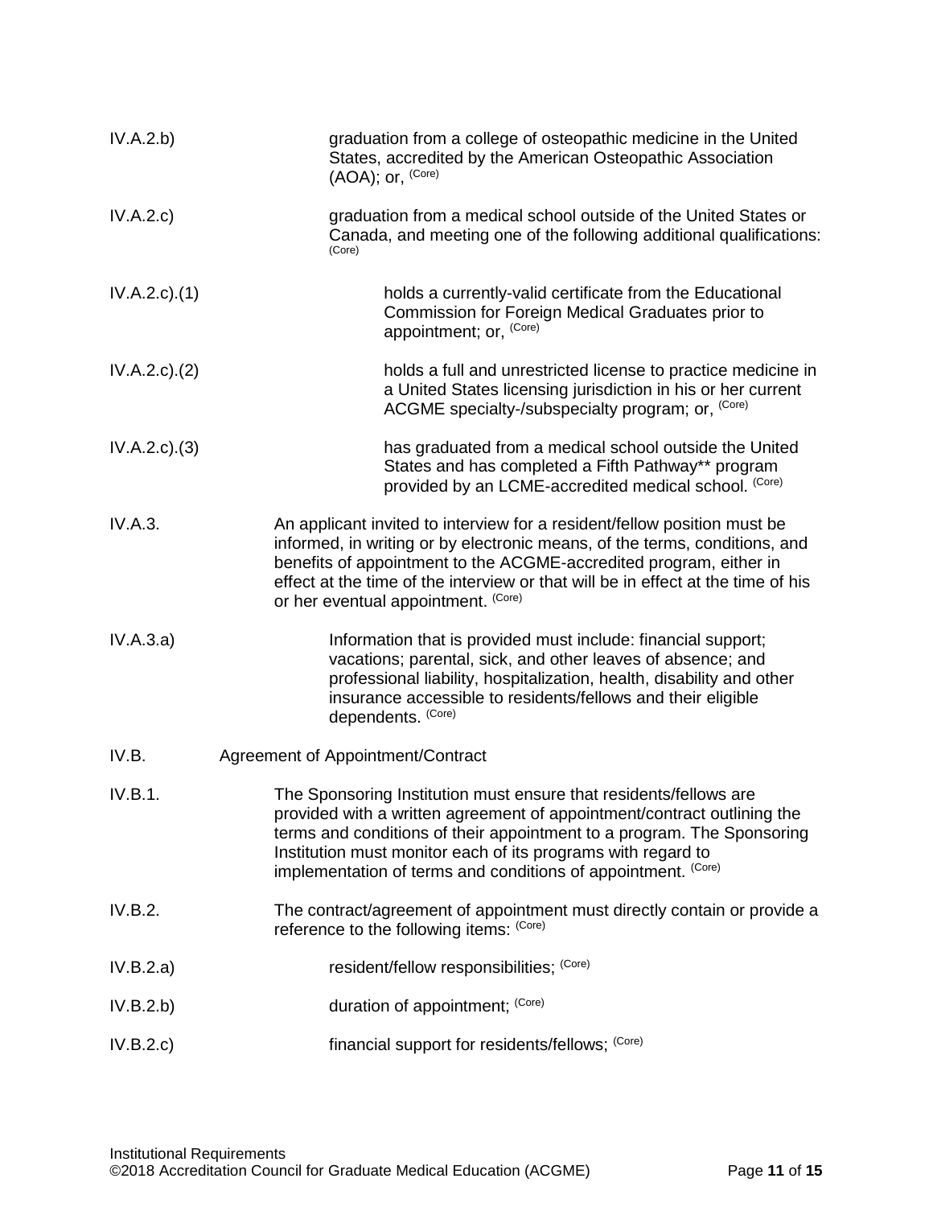| | |
|---|---|
| IV.A.2.b) | graduation from a college of osteopathic medicine in the United States, accredited by the American Osteopathic Association (AOA); or, (Core) |
| IV.A.2.c) | graduation from a medical school outside of the United States or Canada, and meeting one of the following additional qualifications: (Core) |
| IV.A.2.c).(1) | holds a currently-valid certificate from the Educational Commission for Foreign Medical Graduates prior to appointment; or, (Core) |
| IV.A.2.c).(2) | holds a full and unrestricted license to practice medicine in a United States licensing jurisdiction in his or her current ACGME specialty-/subspecialty program; or, (Core) |
| IV.A.2.c).(3) | has graduated from a medical school outside the United States and has completed a Fifth Pathway** program provided by an LCME-accredited medical school. (Core) |
| IV.A.3. | An applicant invited to interview for a resident/fellow position must be informed, in writing or by electronic means, of the terms, conditions, and benefits of appointment to the ACGME-accredited program, either in effect at the time of the interview or that will be in effect at the time of his or her eventual appointment. (Core) |
| IV.A.3.a) | Information that is provided must include: financial support; vacations; parental, sick, and other leaves of absence; and professional liability, hospitalization, health, disability and other insurance accessible to residents/fellows and their eligible dependents. (Core) |
| IV.B. | Agreement of Appointment/Contract |
| IV.B.1. | The Sponsoring Institution must ensure that residents/fellows are provided with a written agreement of appointment/contract outlining the terms and conditions of their appointment to a program. The Sponsoring Institution must monitor each of its programs with regard to implementation of terms and conditions of appointment. (Core) |
| IV.B.2. | The contract/agreement of appointment must directly contain or provide a reference to the following items: (Core) |
| IV.B.2.a) | resident/fellow responsibilities; (Core) |
| IV.B.2.b) | duration of appointment; (Core) |
| IV.B.2.c) | financial support for residents/fellows; (Core) |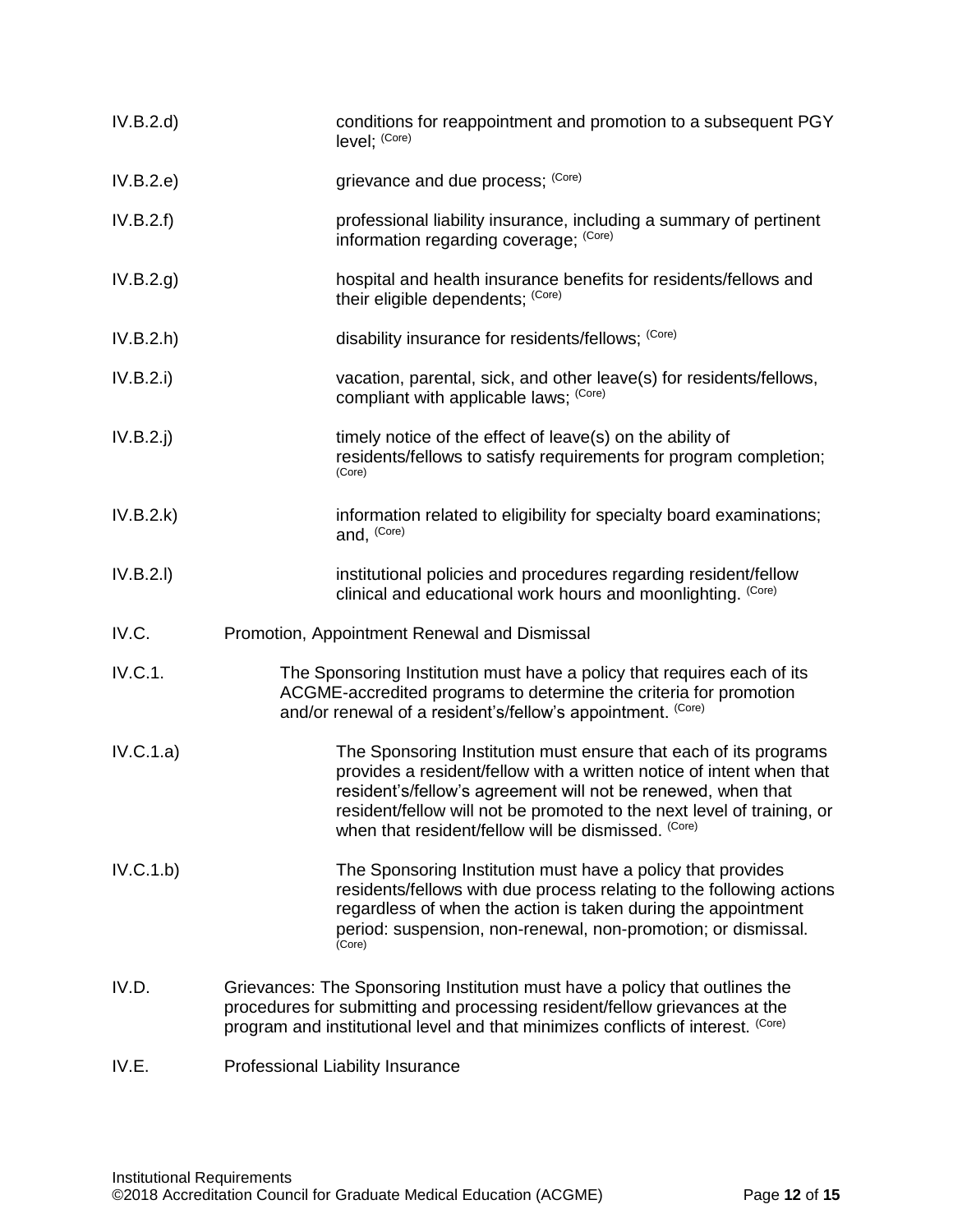IV.B.2.d) conditions for reappointment and promotion to a subsequent PGY level; (Core)

IV.B.2.e) grievance and due process; (Core)

IV.B.2.f) professional liability insurance, including a summary of pertinent information regarding coverage; (Core)

IV.B.2.g) hospital and health insurance benefits for residents/fellows and their eligible dependents; (Core)

IV.B.2.h) disability insurance for residents/fellows; (Core)

IV.B.2.i) vacation, parental, sick, and other leave(s) for residents/fellows, compliant with applicable laws; (Core)

IV.B.2.j) timely notice of the effect of leave(s) on the ability of residents/fellows to satisfy requirements for program completion; (Core)

IV.B.2.k) information related to eligibility for specialty board examinations; and, (Core)

IV.B.2.l) institutional policies and procedures regarding resident/fellow clinical and educational work hours and moonlighting. (Core)

IV.C. Promotion, Appointment Renewal and Dismissal

IV.C.1. The Sponsoring Institution must have a policy that requires each of its ACGME-accredited programs to determine the criteria for promotion and/or renewal of a resident's/fellow's appointment. (Core)

IV.C.1.a) The Sponsoring Institution must ensure that each of its programs provides a resident/fellow with a written notice of intent when that resident's/fellow's agreement will not be renewed, when that resident/fellow will not be promoted to the next level of training, or when that resident/fellow will be dismissed. (Core)

IV.C.1.b) The Sponsoring Institution must have a policy that provides residents/fellows with due process relating to the following actions regardless of when the action is taken during the appointment period: suspension, non-renewal, non-promotion; or dismissal. (Core)

IV.D. Grievances: The Sponsoring Institution must have a policy that outlines the procedures for submitting and processing resident/fellow grievances at the program and institutional level and that minimizes conflicts of interest. (Core)

IV.E. Professional Liability Insurance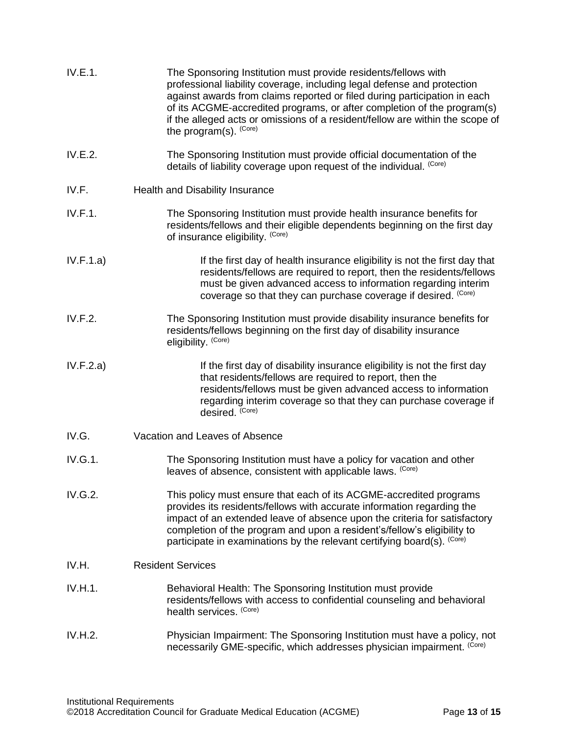IV.E.1. The Sponsoring Institution must provide residents/fellows with professional liability coverage, including legal defense and protection against awards from claims reported or filed during participation in each of its ACGME-accredited programs, or after completion of the program(s) if the alleged acts or omissions of a resident/fellow are within the scope of the program(s). (Core)

IV.E.2. The Sponsoring Institution must provide official documentation of the details of liability coverage upon request of the individual. (Core)

IV.F. Health and Disability Insurance

IV.F.1. The Sponsoring Institution must provide health insurance benefits for residents/fellows and their eligible dependents beginning on the first day of insurance eligibility. (Core)

IV.F.1.a) If the first day of health insurance eligibility is not the first day that residents/fellows are required to report, then the residents/fellows must be given advanced access to information regarding interim coverage so that they can purchase coverage if desired. (Core)

IV.F.2. The Sponsoring Institution must provide disability insurance benefits for residents/fellows beginning on the first day of disability insurance eligibility. (Core)

IV.F.2.a) If the first day of disability insurance eligibility is not the first day that residents/fellows are required to report, then the residents/fellows must be given advanced access to information regarding interim coverage so that they can purchase coverage if desired. (Core)

IV.G. Vacation and Leaves of Absence

IV.G.1. The Sponsoring Institution must have a policy for vacation and other leaves of absence, consistent with applicable laws. (Core)

IV.G.2. This policy must ensure that each of its ACGME-accredited programs provides its residents/fellows with accurate information regarding the impact of an extended leave of absence upon the criteria for satisfactory completion of the program and upon a resident's/fellow's eligibility to participate in examinations by the relevant certifying board(s). (Core)

IV.H. Resident Services

IV.H.1. Behavioral Health: The Sponsoring Institution must provide residents/fellows with access to confidential counseling and behavioral health services. (Core)

IV.H.2. Physician Impairment: The Sponsoring Institution must have a policy, not necessarily GME-specific, which addresses physician impairment. (Core)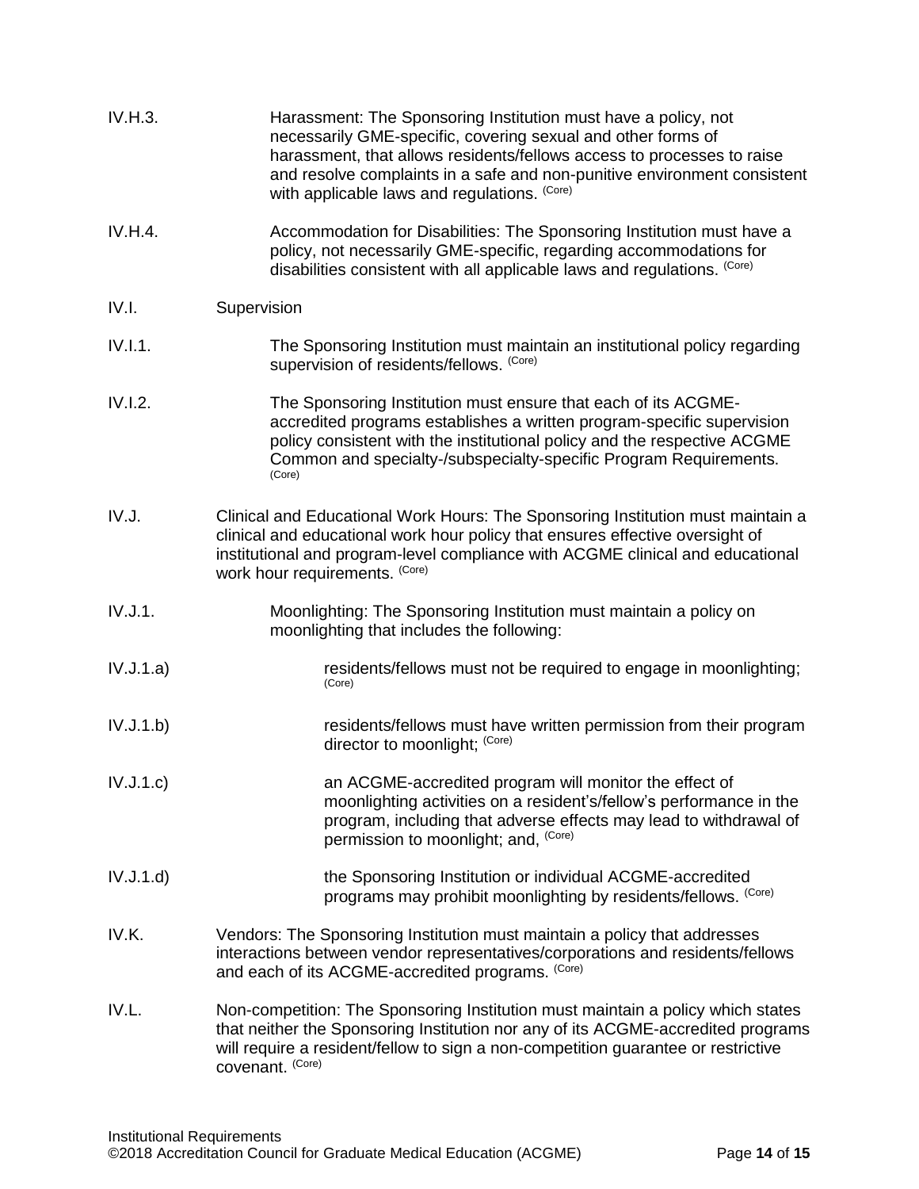IV.H.3. Harassment: The Sponsoring Institution must have a policy, not necessarily GME-specific, covering sexual and other forms of harassment, that allows residents/fellows access to processes to raise and resolve complaints in a safe and non-punitive environment consistent with applicable laws and regulations. (Core)

IV.H.4. Accommodation for Disabilities: The Sponsoring Institution must have a policy, not necessarily GME-specific, regarding accommodations for disabilities consistent with all applicable laws and regulations. (Core)

IV.I. Supervision

IV.I.1. The Sponsoring Institution must maintain an institutional policy regarding supervision of residents/fellows. (Core)

IV.I.2. The Sponsoring Institution must ensure that each of its ACGME-accredited programs establishes a written program-specific supervision policy consistent with the institutional policy and the respective ACGME Common and specialty-/subspecialty-specific Program Requirements. (Core)

IV.J. Clinical and Educational Work Hours: The Sponsoring Institution must maintain a clinical and educational work hour policy that ensures effective oversight of institutional and program-level compliance with ACGME clinical and educational work hour requirements. (Core)

IV.J.1. Moonlighting: The Sponsoring Institution must maintain a policy on moonlighting that includes the following:

IV.J.1.a) residents/fellows must not be required to engage in moonlighting; (Core)

IV.J.1.b) residents/fellows must have written permission from their program director to moonlight; (Core)

IV.J.1.c) an ACGME-accredited program will monitor the effect of moonlighting activities on a resident's/fellow's performance in the program, including that adverse effects may lead to withdrawal of permission to moonlight; and, (Core)

IV.J.1.d) the Sponsoring Institution or individual ACGME-accredited programs may prohibit moonlighting by residents/fellows. (Core)

IV.K. Vendors: The Sponsoring Institution must maintain a policy that addresses interactions between vendor representatives/corporations and residents/fellows and each of its ACGME-accredited programs. (Core)

IV.L. Non-competition: The Sponsoring Institution must maintain a policy which states that neither the Sponsoring Institution nor any of its ACGME-accredited programs will require a resident/fellow to sign a non-competition guarantee or restrictive covenant. (Core)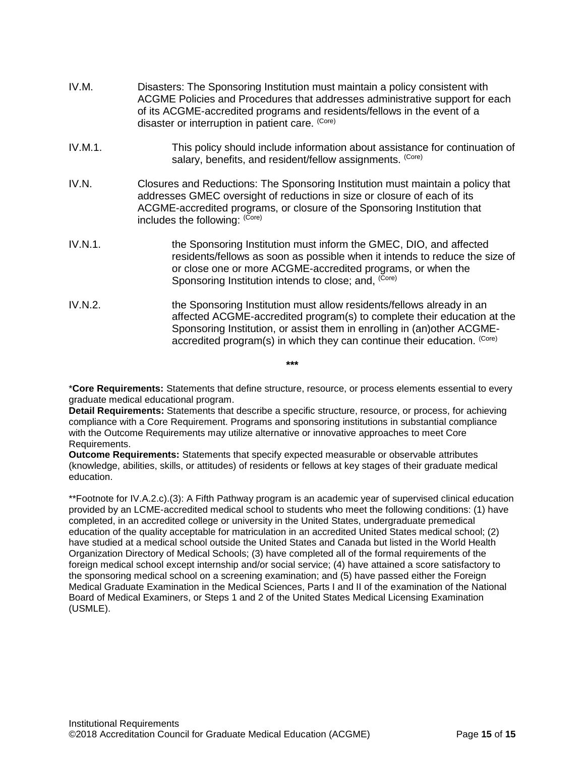IV.M. Disasters: The Sponsoring Institution must maintain a policy consistent with ACGME Policies and Procedures that addresses administrative support for each of its ACGME-accredited programs and residents/fellows in the event of a disaster or interruption in patient care. (Core)

IV.M.1. This policy should include information about assistance for continuation of salary, benefits, and resident/fellow assignments. (Core)

IV.N. Closures and Reductions: The Sponsoring Institution must maintain a policy that addresses GMEC oversight of reductions in size or closure of each of its ACGME-accredited programs, or closure of the Sponsoring Institution that includes the following: (Core)

IV.N.1. the Sponsoring Institution must inform the GMEC, DIO, and affected residents/fellows as soon as possible when it intends to reduce the size of or close one or more ACGME-accredited programs, or when the Sponsoring Institution intends to close; and, (Core)

IV.N.2. the Sponsoring Institution must allow residents/fellows already in an affected ACGME-accredited program(s) to complete their education at the Sponsoring Institution, or assist them in enrolling in (an)other ACGME-accredited program(s) in which they can continue their education. (Core)

***

\***Core Requirements:** Statements that define structure, resource, or process elements essential to every graduate medical educational program.
**Detail Requirements:** Statements that describe a specific structure, resource, or process, for achieving compliance with a Core Requirement. Programs and sponsoring institutions in substantial compliance with the Outcome Requirements may utilize alternative or innovative approaches to meet Core Requirements.
**Outcome Requirements:** Statements that specify expected measurable or observable attributes (knowledge, abilities, skills, or attitudes) of residents or fellows at key stages of their graduate medical education.

**Footnote for IV.A.2.c).(3): A Fifth Pathway program is an academic year of supervised clinical education provided by an LCME-accredited medical school to students who meet the following conditions: (1) have completed, in an accredited college or university in the United States, undergraduate premedical education of the quality acceptable for matriculation in an accredited United States medical school; (2) have studied at a medical school outside the United States and Canada but listed in the World Health Organization Directory of Medical Schools; (3) have completed all of the formal requirements of the foreign medical school except internship and/or social service; (4) have attained a score satisfactory to the sponsoring medical school on a screening examination; and (5) have passed either the Foreign Medical Graduate Examination in the Medical Sciences, Parts I and II of the examination of the National Board of Medical Examiners, or Steps 1 and 2 of the United States Medical Licensing Examination (USMLE).